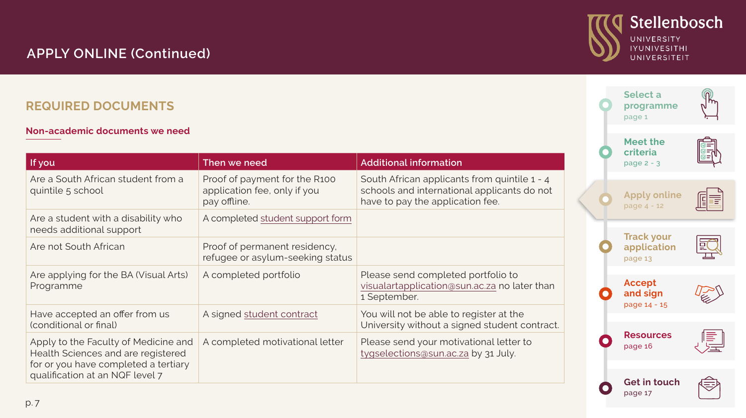# APPLY ONLINE (Continued)

## REQUIRED DOCUMENTS

### Non-academic documents we need

| If you | Then we need | Additional information |
|---|---|---|
| Are a South African student from a quintile 5 school | Proof of payment for the R100 application fee, only if you pay offline. | South African applicants from quintile 1 - 4 schools and international applicants do not have to pay the application fee. |
| Are a student with a disability who needs additional support | A completed student support form | |
| Are not South African | Proof of permanent residency, refugee or asylum-seeking status | |
| Are applying for the BA (Visual Arts) Programme | A completed portfolio | Please send completed portfolio to visualartapplication@sun.ac.za no later than 1 September. |
| Have accepted an offer from us (conditional or final) | A signed student contract | You will not be able to register at the University without a signed student contract. |
| Apply to the Faculty of Medicine and Health Sciences and are registered for or you have completed a tertiary qualification at an NQF level 7 | A completed motivational letter | Please send your motivational letter to tygselections@sun.ac.za by 31 July. |

- Select a programme – page 1
- Meet the criteria – page 2 - 3
- Apply online – page 4 - 12
- Track your application – page 13
- Accept and sign – page 14 - 15
- Resources – page 16
- Get in touch – page 17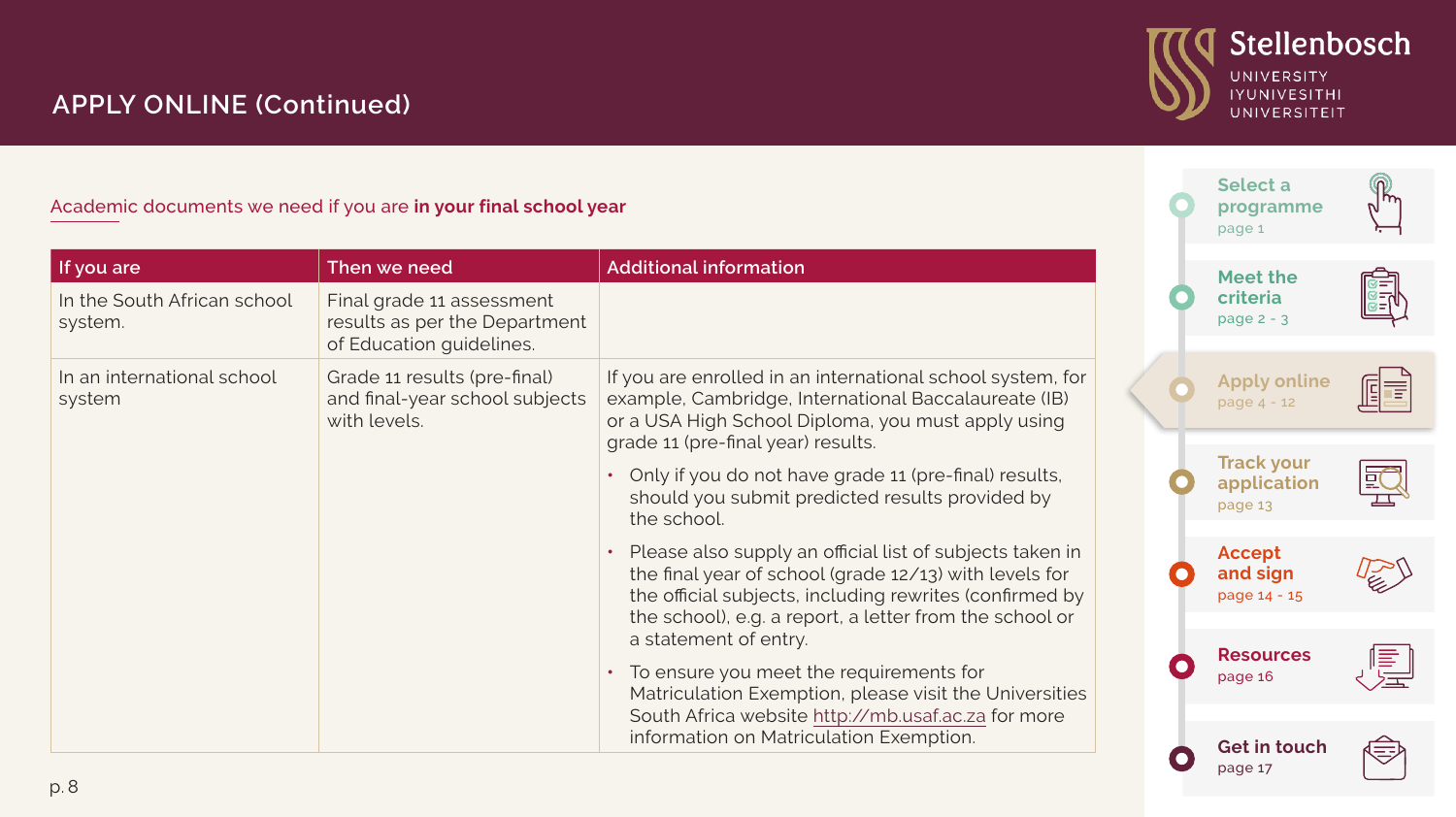## APPLY ONLINE (Continued)

Academic documents we need if you are **in your final school year**

| If you are | Then we need | Additional information |
|---|---|---|
| In the South African school system. | Final grade 11 assessment results as per the Department of Education guidelines. | |
| In an international school system | Grade 11 results (pre-final) and final-year school subjects with levels. | If you are enrolled in an international school system, for example, Cambridge, International Baccalaureate (IB) or a USA High School Diploma, you must apply using grade 11 (pre-final year) results.<br>• Only if you do not have grade 11 (pre-final) results, should you submit predicted results provided by the school.<br>• Please also supply an official list of subjects taken in the final year of school (grade 12/13) with levels for the official subjects, including rewrites (confirmed by the school), e.g. a report, a letter from the school or a statement of entry.<br>• To ensure you meet the requirements for Matriculation Exemption, please visit the Universities South Africa website http://mb.usaf.ac.za for more information on Matriculation Exemption. |

- Select a programme – page 1
- Meet the criteria – page 2 - 3
- Apply online – page 4 - 12
- Track your application – page 13
- Accept and sign – page 14 - 15
- Resources – page 16
- Get in touch – page 17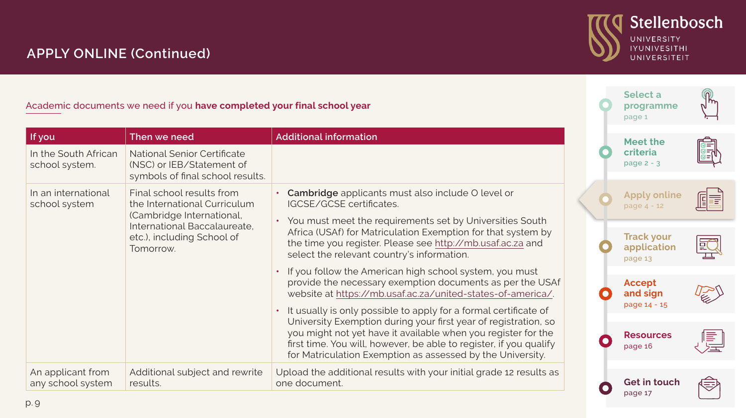## APPLY ONLINE (Continued)

Academic documents we need if you **have completed your final school year**

| If you | Then we need | Additional information |
|---|---|---|
| In the South African school system. | National Senior Certificate (NSC) or IEB/Statement of symbols of final school results. | |
| In an international school system | Final school results from the International Curriculum (Cambridge International, International Baccalaureate, etc.), including School of Tomorrow. | • **Cambridge** applicants must also include O level or IGCSE/GCSE certificates.<br>• You must meet the requirements set by Universities South Africa (USAf) for Matriculation Exemption for that system by the time you register. Please see http://mb.usaf.ac.za and select the relevant country's information.<br>• If you follow the American high school system, you must provide the necessary exemption documents as per the USAf website at https://mb.usaf.ac.za/united-states-of-america/.<br>• It usually is only possible to apply for a formal certificate of University Exemption during your first year of registration, so you might not yet have it available when you register for the first time. You will, however, be able to register, if you qualify for Matriculation Exemption as assessed by the University. |
| An applicant from any school system | Additional subject and rewrite results. | Upload the additional results with your initial grade 12 results as one document. |

- Select a programme – page 1
- Meet the criteria – page 2 - 3
- Apply online – page 4 - 12
- Track your application – page 13
- Accept and sign – page 14 - 15
- Resources – page 16
- Get in touch – page 17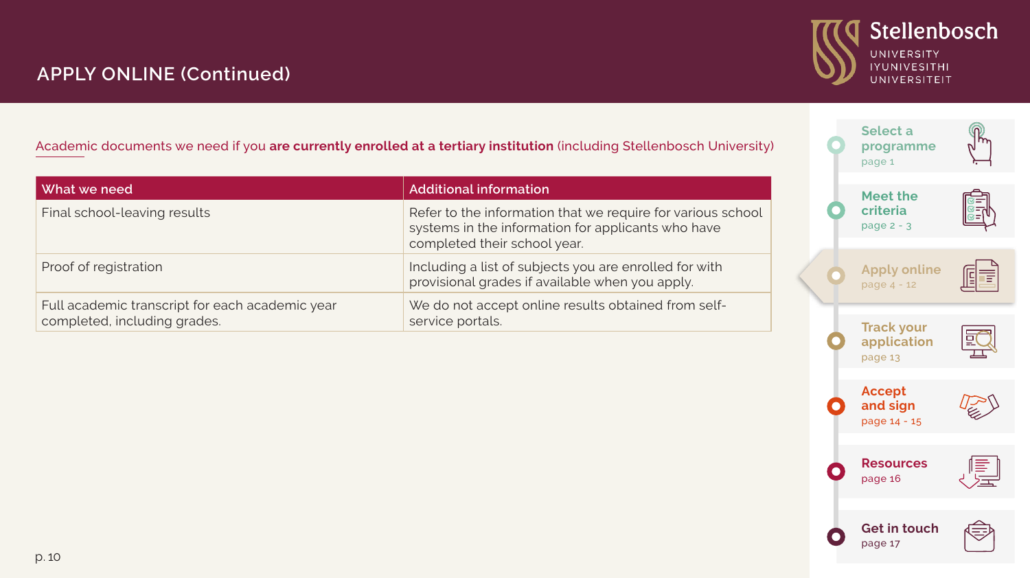# APPLY ONLINE (Continued)

Academic documents we need if you **are currently enrolled at a tertiary institution** (including Stellenbosch University)

| What we need | Additional information |
|---|---|
| Final school-leaving results | Refer to the information that we require for various school systems in the information for applicants who have completed their school year. |
| Proof of registration | Including a list of subjects you are enrolled for with provisional grades if available when you apply. |
| Full academic transcript for each academic year completed, including grades. | We do not accept online results obtained from self-service portals. |

- Select a programme — page 1
- Meet the criteria — page 2 - 3
- Apply online — page 4 - 12
- Track your application — page 13
- Accept and sign — page 14 - 15
- Resources — page 16
- Get in touch — page 17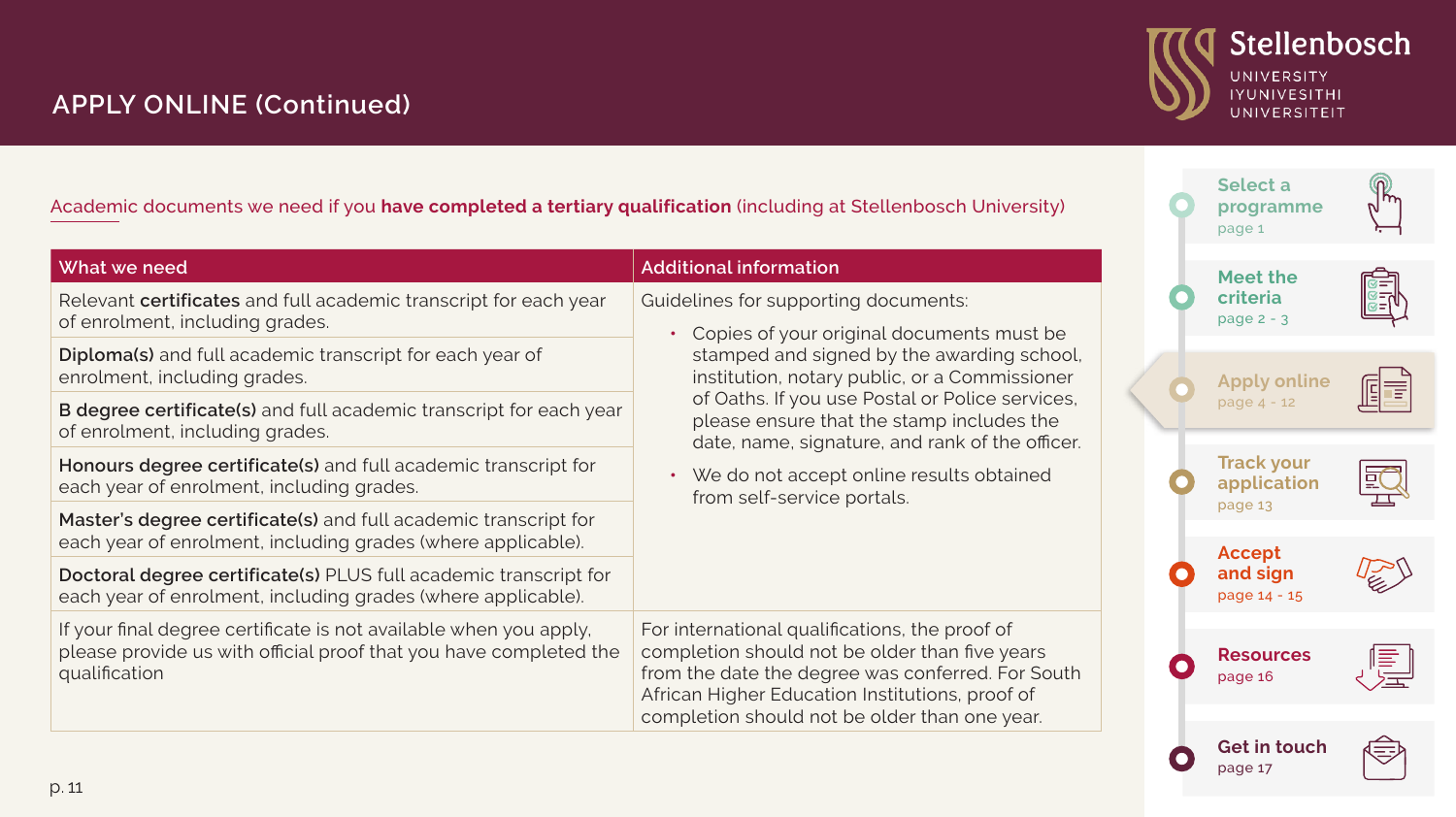## APPLY ONLINE (Continued)

Academic documents we need if you **have completed a tertiary qualification** (including at Stellenbosch University)

| What we need | Additional information |
|---|---|
| Relevant **certificates** and full academic transcript for each year of enrolment, including grades. | Guidelines for supporting documents:<br>• Copies of your original documents must be stamped and signed by the awarding school, institution, notary public, or a Commissioner of Oaths. If you use Postal or Police services, please ensure that the stamp includes the date, name, signature, and rank of the officer.<br>• We do not accept online results obtained from self-service portals. |
| **Diploma(s)** and full academic transcript for each year of enrolment, including grades. | |
| **B degree certificate(s)** and full academic transcript for each year of enrolment, including grades. | |
| **Honours degree certificate(s)** and full academic transcript for each year of enrolment, including grades. | |
| **Master's degree certificate(s)** and full academic transcript for each year of enrolment, including grades (where applicable). | |
| **Doctoral degree certificate(s)** PLUS full academic transcript for each year of enrolment, including grades (where applicable). | |
| If your final degree certificate is not available when you apply, please provide us with official proof that you have completed the qualification | For international qualifications, the proof of completion should not be older than five years from the date the degree was conferred. For South African Higher Education Institutions, proof of completion should not be older than one year. |

- Select a programme — page 1
- Meet the criteria — page 2 - 3
- Apply online — page 4 - 12
- Track your application — page 13
- Accept and sign — page 14 - 15
- Resources — page 16
- Get in touch — page 17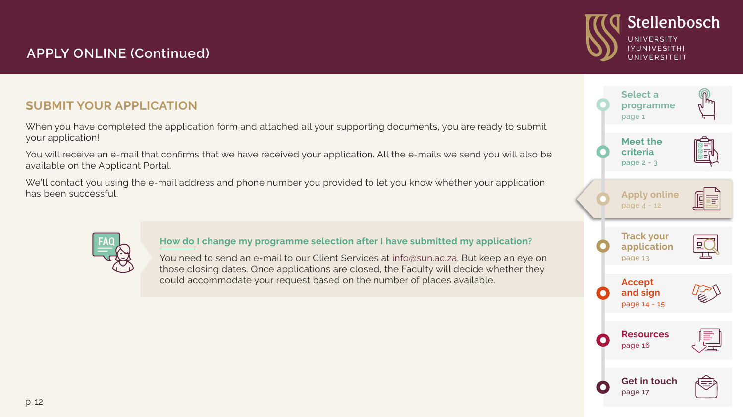# APPLY ONLINE (Continued)

## SUBMIT YOUR APPLICATION

When you have completed the application form and attached all your supporting documents, you are ready to submit your application!

You will receive an e-mail that confirms that we have received your application. All the e-mails we send you will also be available on the Applicant Portal.

We'll contact you using the e-mail address and phone number you provided to let you know whether your application has been successful.

### How do I change my programme selection after I have submitted my application?

You need to send an e-mail to our Client Services at info@sun.ac.za. But keep an eye on those closing dates. Once applications are closed, the Faculty will decide whether they could accommodate your request based on the number of places available.

- Select a programme – page 1
- Meet the criteria – page 2 - 3
- Apply online – page 4 - 12
- Track your application – page 13
- Accept and sign – page 14 - 15
- Resources – page 16
- Get in touch – page 17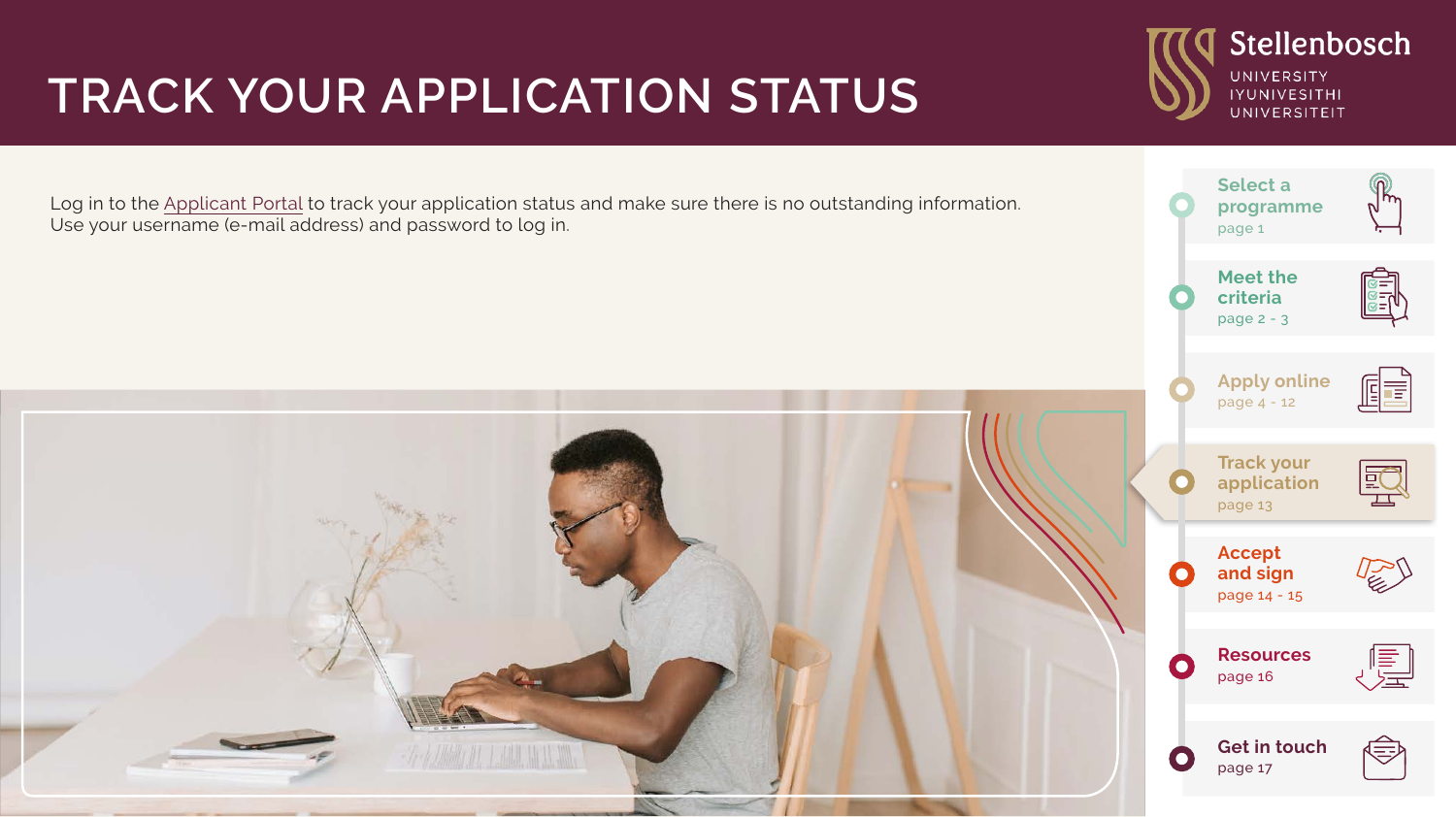# TRACK YOUR APPLICATION STATUS

Log in to the Applicant Portal to track your application status and make sure there is no outstanding information. Use your username (e-mail address) and password to log in.

- **Select a programme** page 1
- **Meet the criteria** page 2 - 3
- **Apply online** page 4 - 12
- **Track your application** page 13
- **Accept and sign** page 14 - 15
- **Resources** page 16
- **Get in touch** page 17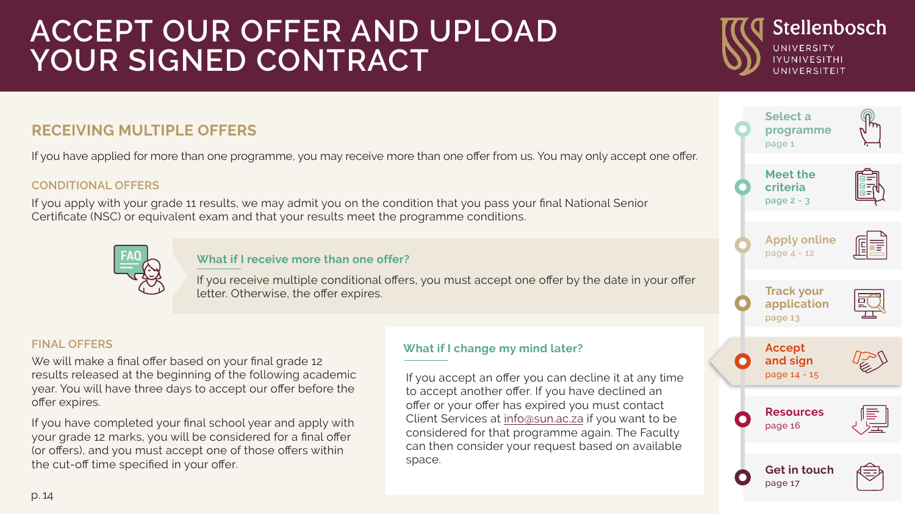# ACCEPT OUR OFFER AND UPLOAD YOUR SIGNED CONTRACT

## RECEIVING MULTIPLE OFFERS

If you have applied for more than one programme, you may receive more than one offer from us. You may only accept one offer.

### CONDITIONAL OFFERS

If you apply with your grade 11 results, we may admit you on the condition that you pass your final National Senior Certificate (NSC) or equivalent exam and that your results meet the programme conditions.

#### What if I receive more than one offer?

If you receive multiple conditional offers, you must accept one offer by the date in your offer letter. Otherwise, the offer expires.

### FINAL OFFERS

We will make a final offer based on your final grade 12 results released at the beginning of the following academic year. You will have three days to accept our offer before the offer expires.

If you have completed your final school year and apply with your grade 12 marks, you will be considered for a final offer (or offers), and you must accept one of those offers within the cut-off time specified in your offer.

#### What if I change my mind later?

If you accept an offer you can decline it at any time to accept another offer. If you have declined an offer or your offer has expired you must contact Client Services at info@sun.ac.za if you want to be considered for that programme again. The Faculty can then consider your request based on available space.

- Select a programme — page 1
- Meet the criteria — page 2 - 3
- Apply online — page 4 - 12
- Track your application — page 13
- Accept and sign — page 14 - 15
- Resources — page 16
- Get in touch — page 17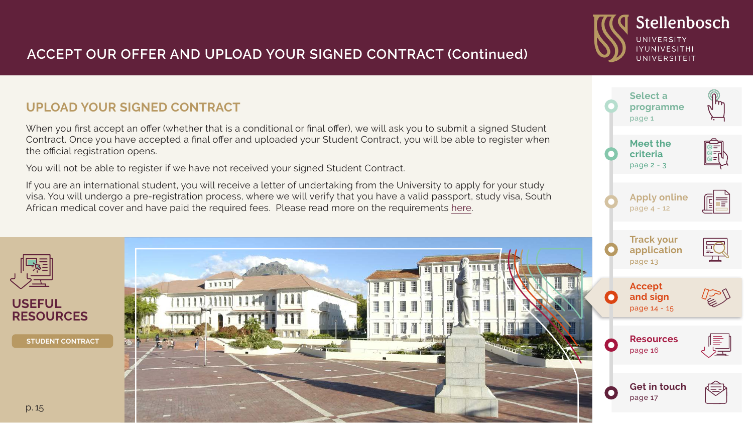# ACCEPT OUR OFFER AND UPLOAD YOUR SIGNED CONTRACT (Continued)

## UPLOAD YOUR SIGNED CONTRACT

When you first accept an offer (whether that is a conditional or final offer), we will ask you to submit a signed Student Contract. Once you have accepted a final offer and uploaded your Student Contract, you will be able to register when the official registration opens.

You will not be able to register if we have not received your signed Student Contract.

If you are an international student, you will receive a letter of undertaking from the University to apply for your study visa. You will undergo a pre-registration process, where we will verify that you have a valid passport, study visa, South African medical cover and have paid the required fees. Please read more on the requirements here.

## USEFUL RESOURCES

STUDENT CONTRACT

- **Select a programme** page 1
- **Meet the criteria** page 2 - 3
- **Apply online** page 4 - 12
- **Track your application** page 13
- **Accept and sign** page 14 - 15
- **Resources** page 16
- **Get in touch** page 17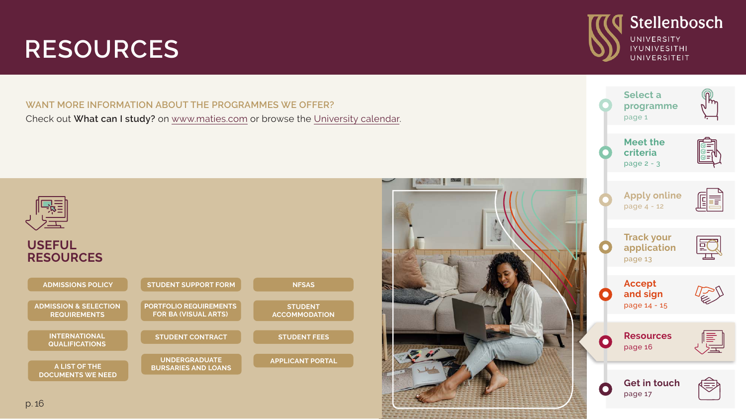# RESOURCES

WANT MORE INFORMATION ABOUT THE PROGRAMMES WE OFFER?

Check out **What can I study?** on www.maties.com or browse the University calendar.

## USEFUL RESOURCES

- ADMISSIONS POLICY
- ADMISSION & SELECTION REQUIREMENTS
- INTERNATIONAL QUALIFICATIONS
- A LIST OF THE DOCUMENTS WE NEED
- STUDENT SUPPORT FORM
- PORTFOLIO REQUIREMENTS FOR BA (VISUAL ARTS)
- STUDENT CONTRACT
- UNDERGRADUATE BURSARIES AND LOANS
- NFSAS
- STUDENT ACCOMMODATION
- STUDENT FEES
- APPLICANT PORTAL

- Select a programme – page 1
- Meet the criteria – page 2 - 3
- Apply online – page 4 - 12
- Track your application – page 13
- Accept and sign – page 14 - 15
- Resources – page 16
- Get in touch – page 17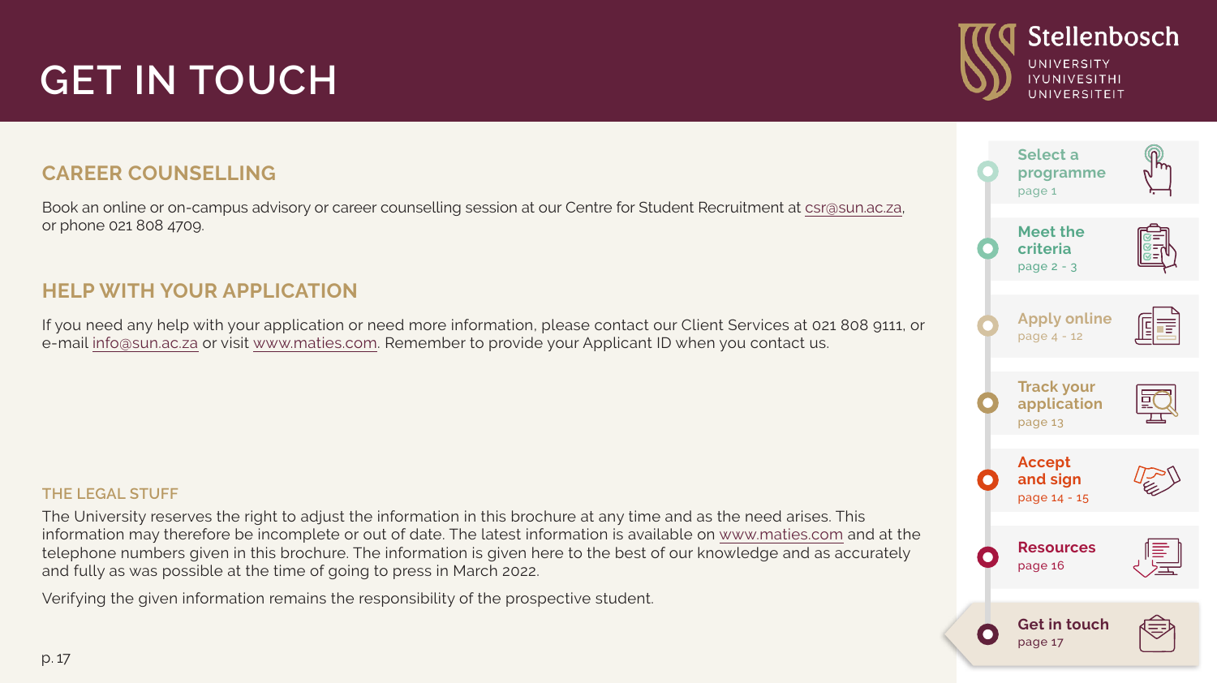# GET IN TOUCH

## CAREER COUNSELLING

Book an online or on-campus advisory or career counselling session at our Centre for Student Recruitment at csr@sun.ac.za, or phone 021 808 4709.

## HELP WITH YOUR APPLICATION

If you need any help with your application or need more information, please contact our Client Services at 021 808 9111, or e-mail info@sun.ac.za or visit www.maties.com. Remember to provide your Applicant ID when you contact us.

### THE LEGAL STUFF

The University reserves the right to adjust the information in this brochure at any time and as the need arises. This information may therefore be incomplete or out of date. The latest information is available on www.maties.com and at the telephone numbers given in this brochure. The information is given here to the best of our knowledge and as accurately and fully as was possible at the time of going to press in March 2022.

Verifying the given information remains the responsibility of the prospective student.

- **Select a programme** page 1
- **Meet the criteria** page 2 - 3
- **Apply online** page 4 - 12
- **Track your application** page 13
- **Accept and sign** page 14 - 15
- **Resources** page 16
- **Get in touch** page 17